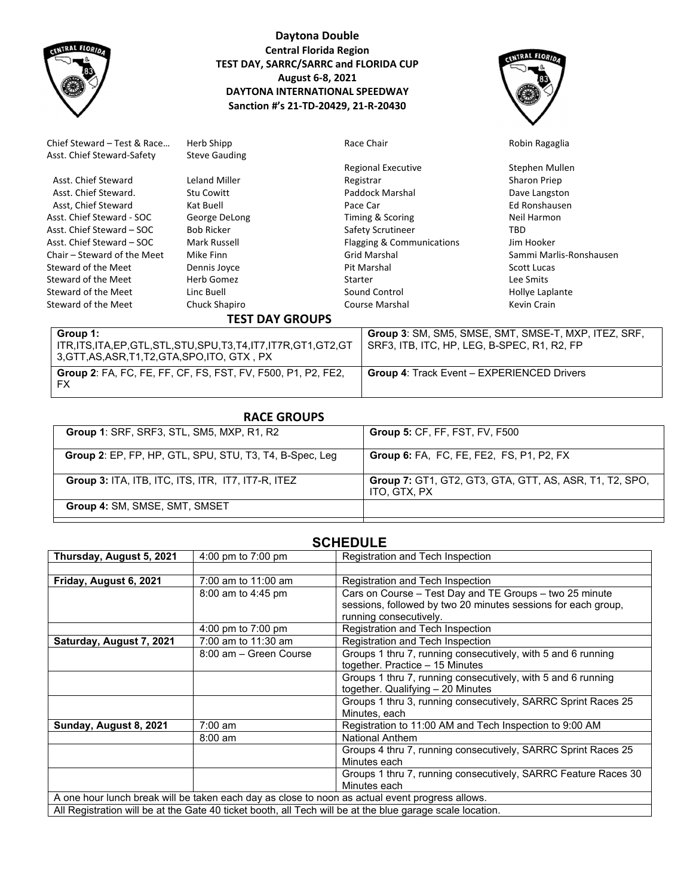# Daytona Double

**Central Florida Region**
**TEST DAY, SARRC/SARRC and FLORIDA CUP**
**August 6-8, 2021**
**DAYTONA INTERNATIONAL SPEEDWAY**
**Sanction #'s 21-TD-20429, 21-R-20430**

| | | | |
|---|---|---|---|
| Chief Steward – Test & Race… | Herb Shipp | Race Chair | Robin Ragaglia |
| Asst. Chief Steward-Safety | Steve Gauding | | |
| | | Regional Executive | Stephen Mullen |
| Asst. Chief Steward | Leland Miller | Registrar | Sharon Priep |
| Asst. Chief Steward. | Stu Cowitt | Paddock Marshal | Dave Langston |
| Asst, Chief Steward | Kat Buell | Pace Car | Ed Ronshausen |
| Asst. Chief Steward - SOC | George DeLong | Timing & Scoring | Neil Harmon |
| Asst. Chief Steward – SOC | Bob Ricker | Safety Scrutineer | TBD |
| Asst. Chief Steward – SOC | Mark Russell | Flagging & Communications | Jim Hooker |
| Chair – Steward of the Meet | Mike Finn | Grid Marshal | Sammi Marlis-Ronshausen |
| Steward of the Meet | Dennis Joyce | Pit Marshal | Scott Lucas |
| Steward of the Meet | Herb Gomez | Starter | Lee Smits |
| Steward of the Meet | Linc Buell | Sound Control | Hollye Laplante |
| Steward of the Meet | Chuck Shapiro | Course Marshal | Kevin Crain |

## TEST DAY GROUPS

| | |
|---|---|
| **Group 1:** ITR,ITS,ITA,EP,GTL,STL,STU,SPU,T3,T4,IT7,IT7R,GT1,GT2,GT3,GTT,AS,ASR,T1,T2,GTA,SPO,ITO, GTX , PX | **Group 3**: SM, SM5, SMSE, SMT, SMSE-T, MXP, ITEZ, SRF, SRF3, ITB, ITC, HP, LEG, B-SPEC, R1, R2, FP |
| **Group 2**: FA, FC, FE, FF, CF, FS, FST, FV, F500, P1, P2, FE2, FX | **Group 4**: Track Event – EXPERIENCED Drivers |

## RACE GROUPS

| | |
|---|---|
| **Group 1**: SRF, SRF3, STL, SM5, MXP, R1, R2 | **Group 5:** CF, FF, FST, FV, F500 |
| **Group 2**: EP, FP, HP, GTL, SPU, STU, T3, T4, B-Spec, Leg | **Group 6:** FA, FC, FE, FE2, FS, P1, P2, FX |
| **Group 3:** ITA, ITB, ITC, ITS, ITR, IT7, IT7-R, ITEZ | **Group 7:** GT1, GT2, GT3, GTA, GTT, AS, ASR, T1, T2, SPO, ITO, GTX, PX |
| **Group 4:** SM, SMSE, SMT, SMSET | |

## SCHEDULE

| | | |
|---|---|---|
| **Thursday, August 5, 2021** | 4:00 pm to 7:00 pm | Registration and Tech Inspection |
| | | |
| **Friday, August 6, 2021** | 7:00 am to 11:00 am | Registration and Tech Inspection |
| | 8:00 am to 4:45 pm | Cars on Course – Test Day and TE Groups – two 25 minute sessions, followed by two 20 minutes sessions for each group, running consecutively. |
| | 4:00 pm to 7:00 pm | Registration and Tech Inspection |
| **Saturday, August 7, 2021** | 7:00 am to 11:30 am | Registration and Tech Inspection |
| | 8:00 am – Green Course | Groups 1 thru 7, running consecutively, with 5 and 6 running together. Practice – 15 Minutes |
| | | Groups 1 thru 7, running consecutively, with 5 and 6 running together. Qualifying – 20 Minutes |
| | | Groups 1 thru 3, running consecutively, SARRC Sprint Races 25 Minutes, each |
| **Sunday, August 8, 2021** | 7:00 am | Registration to 11:00 AM and Tech Inspection to 9:00 AM |
| | 8:00 am | National Anthem |
| | | Groups 4 thru 7, running consecutively, SARRC Sprint Races 25 Minutes each |
| | | Groups 1 thru 7, running consecutively, SARRC Feature Races 30 Minutes each |
| A one hour lunch break will be taken each day as close to noon as actual event progress allows. | | |
| All Registration will be at the Gate 40 ticket booth, all Tech will be at the blue garage scale location. | | |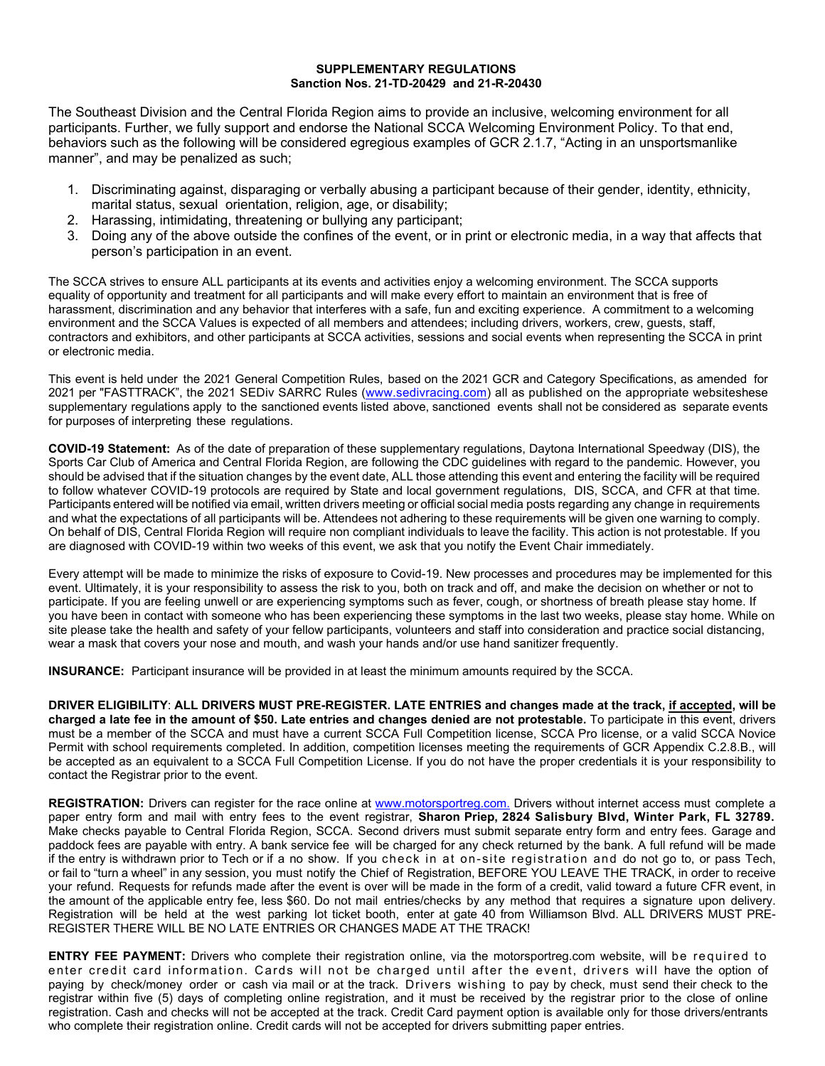**SUPPLEMENTARY REGULATIONS**
**Sanction Nos. 21-TD-20429 and 21-R-20430**

The Southeast Division and the Central Florida Region aims to provide an inclusive, welcoming environment for all participants. Further, we fully support and endorse the National SCCA Welcoming Environment Policy. To that end, behaviors such as the following will be considered egregious examples of GCR 2.1.7, "Acting in an unsportsmanlike manner", and may be penalized as such;

1. Discriminating against, disparaging or verbally abusing a participant because of their gender, identity, ethnicity, marital status, sexual orientation, religion, age, or disability;
2. Harassing, intimidating, threatening or bullying any participant;
3. Doing any of the above outside the confines of the event, or in print or electronic media, in a way that affects that person's participation in an event.

The SCCA strives to ensure ALL participants at its events and activities enjoy a welcoming environment. The SCCA supports equality of opportunity and treatment for all participants and will make every effort to maintain an environment that is free of harassment, discrimination and any behavior that interferes with a safe, fun and exciting experience. A commitment to a welcoming environment and the SCCA Values is expected of all members and attendees; including drivers, workers, crew, guests, staff, contractors and exhibitors, and other participants at SCCA activities, sessions and social events when representing the SCCA in print or electronic media.

This event is held under the 2021 General Competition Rules, based on the 2021 GCR and Category Specifications, as amended for 2021 per "FASTTRACK", the 2021 SEDiv SARRC Rules (www.sedivracing.com) all as published on the appropriate websiteshese supplementary regulations apply to the sanctioned events listed above, sanctioned events shall not be considered as separate events for purposes of interpreting these regulations.

**COVID-19 Statement:** As of the date of preparation of these supplementary regulations, Daytona International Speedway (DIS), the Sports Car Club of America and Central Florida Region, are following the CDC guidelines with regard to the pandemic. However, you should be advised that if the situation changes by the event date, ALL those attending this event and entering the facility will be required to follow whatever COVID-19 protocols are required by State and local government regulations, DIS, SCCA, and CFR at that time. Participants entered will be notified via email, written drivers meeting or official social media posts regarding any change in requirements and what the expectations of all participants will be. Attendees not adhering to these requirements will be given one warning to comply. On behalf of DIS, Central Florida Region will require non compliant individuals to leave the facility. This action is not protestable. If you are diagnosed with COVID-19 within two weeks of this event, we ask that you notify the Event Chair immediately.

Every attempt will be made to minimize the risks of exposure to Covid-19. New processes and procedures may be implemented for this event. Ultimately, it is your responsibility to assess the risk to you, both on track and off, and make the decision on whether or not to participate. If you are feeling unwell or are experiencing symptoms such as fever, cough, or shortness of breath please stay home. If you have been in contact with someone who has been experiencing these symptoms in the last two weeks, please stay home. While on site please take the health and safety of your fellow participants, volunteers and staff into consideration and practice social distancing, wear a mask that covers your nose and mouth, and wash your hands and/or use hand sanitizer frequently.

**INSURANCE:** Participant insurance will be provided in at least the minimum amounts required by the SCCA.

**DRIVER ELIGIBILITY**: **ALL DRIVERS MUST PRE-REGISTER. LATE ENTRIES and changes made at the track, if accepted, will be charged a late fee in the amount of $50. Late entries and changes denied are not protestable.** To participate in this event, drivers must be a member of the SCCA and must have a current SCCA Full Competition license, SCCA Pro license, or a valid SCCA Novice Permit with school requirements completed. In addition, competition licenses meeting the requirements of GCR Appendix C.2.8.B., will be accepted as an equivalent to a SCCA Full Competition License. If you do not have the proper credentials it is your responsibility to contact the Registrar prior to the event.

**REGISTRATION:** Drivers can register for the race online at www.motorsportreg.com. Drivers without internet access must complete a paper entry form and mail with entry fees to the event registrar, **Sharon Priep, 2824 Salisbury Blvd, Winter Park, FL 32789.** Make checks payable to Central Florida Region, SCCA. Second drivers must submit separate entry form and entry fees. Garage and paddock fees are payable with entry. A bank service fee will be charged for any check returned by the bank. A full refund will be made if the entry is withdrawn prior to Tech or if a no show. If you check in at on-site registration and do not go to, or pass Tech, or fail to "turn a wheel" in any session, you must notify the Chief of Registration, BEFORE YOU LEAVE THE TRACK, in order to receive your refund. Requests for refunds made after the event is over will be made in the form of a credit, valid toward a future CFR event, in the amount of the applicable entry fee, less $60. Do not mail entries/checks by any method that requires a signature upon delivery. Registration will be held at the west parking lot ticket booth, enter at gate 40 from Williamson Blvd. ALL DRIVERS MUST PRE-REGISTER THERE WILL BE NO LATE ENTRIES OR CHANGES MADE AT THE TRACK!

**ENTRY FEE PAYMENT:** Drivers who complete their registration online, via the motorsportreg.com website, will be required to enter credit card information. Cards will not be charged until after the event, drivers will have the option of paying by check/money order or cash via mail or at the track. Drivers wishing to pay by check, must send their check to the registrar within five (5) days of completing online registration, and it must be received by the registrar prior to the close of online registration. Cash and checks will not be accepted at the track. Credit Card payment option is available only for those drivers/entrants who complete their registration online. Credit cards will not be accepted for drivers submitting paper entries.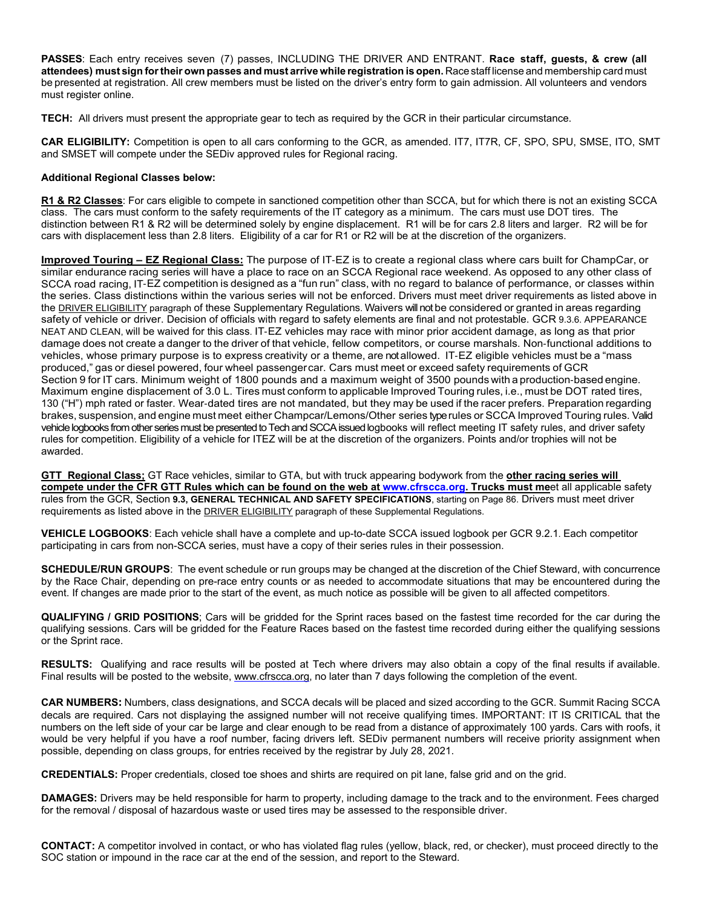**PASSES**: Each entry receives seven (7) passes, INCLUDING THE DRIVER AND ENTRANT. **Race staff, guests, & crew (all attendees) must sign for their own passes and must arrive while registration is open.** Race staff license and membership card must be presented at registration. All crew members must be listed on the driver's entry form to gain admission. All volunteers and vendors must register online.

**TECH:** All drivers must present the appropriate gear to tech as required by the GCR in their particular circumstance.

**CAR ELIGIBILITY:** Competition is open to all cars conforming to the GCR, as amended. IT7, IT7R, CF, SPO, SPU, SMSE, ITO, SMT and SMSET will compete under the SEDiv approved rules for Regional racing.

**Additional Regional Classes below:**

**R1 & R2 Classes**: For cars eligible to compete in sanctioned competition other than SCCA, but for which there is not an existing SCCA class. The cars must conform to the safety requirements of the IT category as a minimum. The cars must use DOT tires. The distinction between R1 & R2 will be determined solely by engine displacement. R1 will be for cars 2.8 liters and larger. R2 will be for cars with displacement less than 2.8 liters. Eligibility of a car for R1 or R2 will be at the discretion of the organizers.

**Improved Touring – EZ Regional Class:** The purpose of IT-EZ is to create a regional class where cars built for ChampCar, or similar endurance racing series will have a place to race on an SCCA Regional race weekend. As opposed to any other class of SCCA road racing, IT-EZ competition is designed as a "fun run" class, with no regard to balance of performance, or classes within the series. Class distinctions within the various series will not be enforced. Drivers must meet driver requirements as listed above in the DRIVER ELIGIBILITY paragraph of these Supplementary Regulations. Waivers will not be considered or granted in areas regarding safety of vehicle or driver. Decision of officials with regard to safety elements are final and not protestable. GCR 9.3.6. APPEARANCE NEAT AND CLEAN, will be waived for this class. IT-EZ vehicles may race with minor prior accident damage, as long as that prior damage does not create a danger to the driver of that vehicle, fellow competitors, or course marshals. Non-functional additions to vehicles, whose primary purpose is to express creativity or a theme, are not allowed. IT-EZ eligible vehicles must be a "mass produced," gas or diesel powered, four wheel passenger car. Cars must meet or exceed safety requirements of GCR Section 9 for IT cars. Minimum weight of 1800 pounds and a maximum weight of 3500 pounds with a production-based engine. Maximum engine displacement of 3.0 L. Tires must conform to applicable Improved Touring rules, i.e., must be DOT rated tires, 130 ("H") mph rated or faster. Wear-dated tires are not mandated, but they may be used if the racer prefers. Preparation regarding brakes, suspension, and engine must meet either Champcar/Lemons/Other series type rules or SCCA Improved Touring rules. Valid vehicle logbooks from other series must be presented to Tech and SCCA issued logbooks will reflect meeting IT safety rules, and driver safety rules for competition. Eligibility of a vehicle for ITEZ will be at the discretion of the organizers. Points and/or trophies will not be awarded.

**GTT Regional Class;** GT Race vehicles, similar to GTA, but with truck appearing bodywork from the **other racing series will compete under the CFR GTT Rules which can be found on the web at www.cfrscca.org. Trucks must me**et all applicable safety rules from the GCR, Section **9.3, GENERAL TECHNICAL AND SAFETY SPECIFICATIONS**, starting on Page 86. Drivers must meet driver requirements as listed above in the DRIVER ELIGIBILITY paragraph of these Supplemental Regulations.

**VEHICLE LOGBOOKS**: Each vehicle shall have a complete and up-to-date SCCA issued logbook per GCR 9.2.1. Each competitor participating in cars from non-SCCA series, must have a copy of their series rules in their possession.

**SCHEDULE/RUN GROUPS**: The event schedule or run groups may be changed at the discretion of the Chief Steward, with concurrence by the Race Chair, depending on pre-race entry counts or as needed to accommodate situations that may be encountered during the event. If changes are made prior to the start of the event, as much notice as possible will be given to all affected competitors.

**QUALIFYING / GRID POSITIONS**; Cars will be gridded for the Sprint races based on the fastest time recorded for the car during the qualifying sessions. Cars will be gridded for the Feature Races based on the fastest time recorded during either the qualifying sessions or the Sprint race.

**RESULTS:** Qualifying and race results will be posted at Tech where drivers may also obtain a copy of the final results if available. Final results will be posted to the website, www.cfrscca.org, no later than 7 days following the completion of the event.

**CAR NUMBERS:** Numbers, class designations, and SCCA decals will be placed and sized according to the GCR. Summit Racing SCCA decals are required. Cars not displaying the assigned number will not receive qualifying times. IMPORTANT: IT IS CRITICAL that the numbers on the left side of your car be large and clear enough to be read from a distance of approximately 100 yards. Cars with roofs, it would be very helpful if you have a roof number, facing drivers left. SEDiv permanent numbers will receive priority assignment when possible, depending on class groups, for entries received by the registrar by July 28, 2021.

**CREDENTIALS:** Proper credentials, closed toe shoes and shirts are required on pit lane, false grid and on the grid.

**DAMAGES:** Drivers may be held responsible for harm to property, including damage to the track and to the environment. Fees charged for the removal / disposal of hazardous waste or used tires may be assessed to the responsible driver.

**CONTACT:** A competitor involved in contact, or who has violated flag rules (yellow, black, red, or checker), must proceed directly to the SOC station or impound in the race car at the end of the session, and report to the Steward.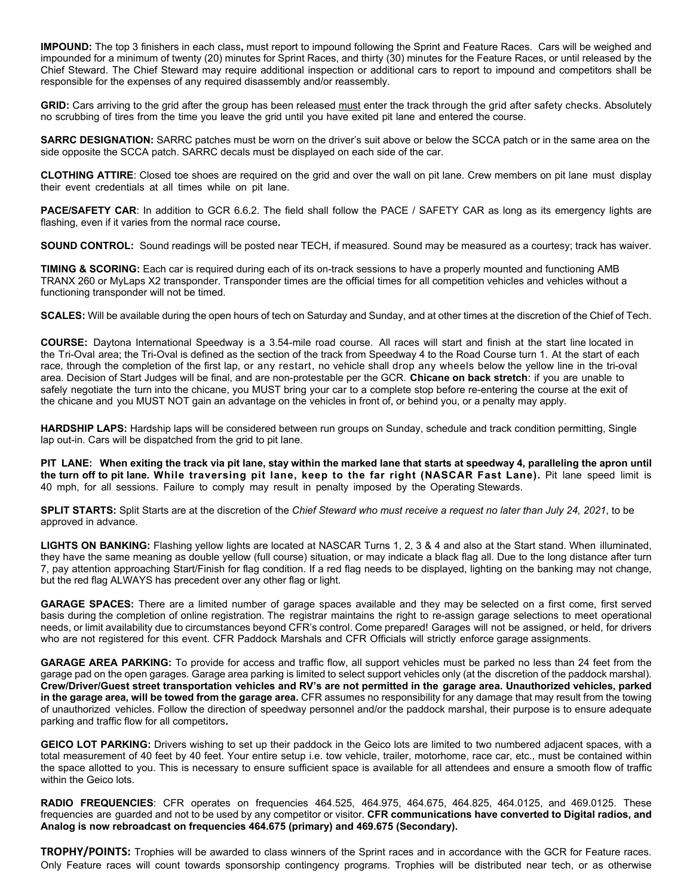**IMPOUND:** The top 3 finishers in each class**,** must report to impound following the Sprint and Feature Races. Cars will be weighed and impounded for a minimum of twenty (20) minutes for Sprint Races, and thirty (30) minutes for the Feature Races, or until released by the Chief Steward. The Chief Steward may require additional inspection or additional cars to report to impound and competitors shall be responsible for the expenses of any required disassembly and/or reassembly.

**GRID:** Cars arriving to the grid after the group has been released must enter the track through the grid after safety checks. Absolutely no scrubbing of tires from the time you leave the grid until you have exited pit lane and entered the course.

**SARRC DESIGNATION:** SARRC patches must be worn on the driver's suit above or below the SCCA patch or in the same area on the side opposite the SCCA patch. SARRC decals must be displayed on each side of the car.

**CLOTHING ATTIRE**: Closed toe shoes are required on the grid and over the wall on pit lane. Crew members on pit lane must display their event credentials at all times while on pit lane.

**PACE/SAFETY CAR**: In addition to GCR 6.6.2. The field shall follow the PACE / SAFETY CAR as long as its emergency lights are flashing, even if it varies from the normal race course**.**

**SOUND CONTROL:** Sound readings will be posted near TECH, if measured. Sound may be measured as a courtesy; track has waiver.

**TIMING & SCORING:** Each car is required during each of its on-track sessions to have a properly mounted and functioning AMB TRANX 260 or MyLaps X2 transponder. Transponder times are the official times for all competition vehicles and vehicles without a functioning transponder will not be timed.

**SCALES:** Will be available during the open hours of tech on Saturday and Sunday, and at other times at the discretion of the Chief of Tech.

**COURSE:** Daytona International Speedway is a 3.54-mile road course. All races will start and finish at the start line located in the Tri-Oval area; the Tri-Oval is defined as the section of the track from Speedway 4 to the Road Course turn 1. At the start of each race, through the completion of the first lap, or any restart, no vehicle shall drop any wheels below the yellow line in the tri-oval area. Decision of Start Judges will be final, and are non-protestable per the GCR. **Chicane on back stretch**: if you are unable to safely negotiate the turn into the chicane, you MUST bring your car to a complete stop before re-entering the course at the exit of the chicane and you MUST NOT gain an advantage on the vehicles in front of, or behind you, or a penalty may apply.

**HARDSHIP LAPS:** Hardship laps will be considered between run groups on Sunday, schedule and track condition permitting, Single lap out-in. Cars will be dispatched from the grid to pit lane.

**PIT LANE: When exiting the track via pit lane, stay within the marked lane that starts at speedway 4, paralleling the apron until the turn off to pit lane. While traversing pit lane, keep to the far right (NASCAR Fast Lane).** Pit lane speed limit is 40 mph, for all sessions. Failure to comply may result in penalty imposed by the Operating Stewards.

**SPLIT STARTS:** Split Starts are at the discretion of the *Chief Steward who must receive a request no later than July 24, 2021*, to be approved in advance.

**LIGHTS ON BANKING:** Flashing yellow lights are located at NASCAR Turns 1, 2, 3 & 4 and also at the Start stand. When illuminated, they have the same meaning as double yellow (full course) situation, or may indicate a black flag all. Due to the long distance after turn 7, pay attention approaching Start/Finish for flag condition. If a red flag needs to be displayed, lighting on the banking may not change, but the red flag ALWAYS has precedent over any other flag or light.

**GARAGE SPACES:** There are a limited number of garage spaces available and they may be selected on a first come, first served basis during the completion of online registration. The registrar maintains the right to re-assign garage selections to meet operational needs, or limit availability due to circumstances beyond CFR's control. Come prepared! Garages will not be assigned, or held, for drivers who are not registered for this event. CFR Paddock Marshals and CFR Officials will strictly enforce garage assignments.

**GARAGE AREA PARKING:** To provide for access and traffic flow, all support vehicles must be parked no less than 24 feet from the garage pad on the open garages. Garage area parking is limited to select support vehicles only (at the discretion of the paddock marshal). **Crew/Driver/Guest street transportation vehicles and RV's are not permitted in the garage area. Unauthorized vehicles, parked in the garage area, will be towed from the garage area.** CFR assumes no responsibility for any damage that may result from the towing of unauthorized vehicles. Follow the direction of speedway personnel and/or the paddock marshal, their purpose is to ensure adequate parking and traffic flow for all competitors**.**

**GEICO LOT PARKING:** Drivers wishing to set up their paddock in the Geico lots are limited to two numbered adjacent spaces, with a total measurement of 40 feet by 40 feet. Your entire setup i.e. tow vehicle, trailer, motorhome, race car, etc., must be contained within the space allotted to you. This is necessary to ensure sufficient space is available for all attendees and ensure a smooth flow of traffic within the Geico lots.

**RADIO FREQUENCIES**: CFR operates on frequencies 464.525, 464.975, 464.675, 464.825, 464.0125, and 469.0125. These frequencies are guarded and not to be used by any competitor or visitor. **CFR communications have converted to Digital radios, and Analog is now rebroadcast on frequencies 464.675 (primary) and 469.675 (Secondary).**

**TROPHY/POINTS:** Trophies will be awarded to class winners of the Sprint races and in accordance with the GCR for Feature races. Only Feature races will count towards sponsorship contingency programs. Trophies will be distributed near tech, or as otherwise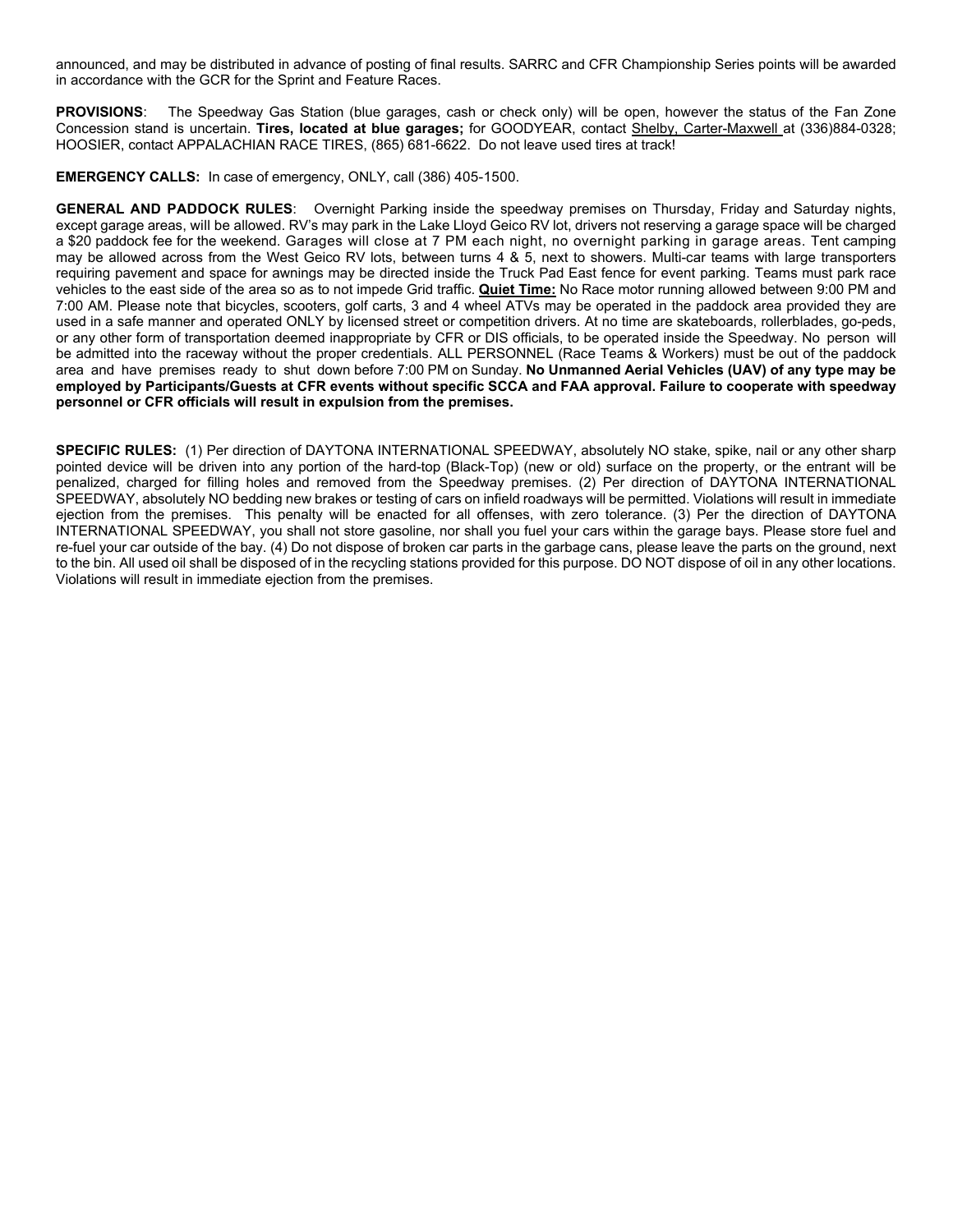announced, and may be distributed in advance of posting of final results. SARRC and CFR Championship Series points will be awarded in accordance with the GCR for the Sprint and Feature Races.

**PROVISIONS**: The Speedway Gas Station (blue garages, cash or check only) will be open, however the status of the Fan Zone Concession stand is uncertain. **Tires, located at blue garages;** for GOODYEAR, contact Shelby, Carter-Maxwell at (336)884-0328; HOOSIER, contact APPALACHIAN RACE TIRES, (865) 681-6622. Do not leave used tires at track!

**EMERGENCY CALLS:** In case of emergency, ONLY, call (386) 405-1500.

**GENERAL AND PADDOCK RULES**: Overnight Parking inside the speedway premises on Thursday, Friday and Saturday nights, except garage areas, will be allowed. RV's may park in the Lake Lloyd Geico RV lot, drivers not reserving a garage space will be charged a $20 paddock fee for the weekend. Garages will close at 7 PM each night, no overnight parking in garage areas. Tent camping may be allowed across from the West Geico RV lots, between turns 4 & 5, next to showers. Multi-car teams with large transporters requiring pavement and space for awnings may be directed inside the Truck Pad East fence for event parking. Teams must park race vehicles to the east side of the area so as to not impede Grid traffic. **Quiet Time:** No Race motor running allowed between 9:00 PM and 7:00 AM. Please note that bicycles, scooters, golf carts, 3 and 4 wheel ATVs may be operated in the paddock area provided they are used in a safe manner and operated ONLY by licensed street or competition drivers. At no time are skateboards, rollerblades, go-peds, or any other form of transportation deemed inappropriate by CFR or DIS officials, to be operated inside the Speedway. No person will be admitted into the raceway without the proper credentials. ALL PERSONNEL (Race Teams & Workers) must be out of the paddock area and have premises ready to shut down before 7:00 PM on Sunday. **No Unmanned Aerial Vehicles (UAV) of any type may be employed by Participants/Guests at CFR events without specific SCCA and FAA approval. Failure to cooperate with speedway personnel or CFR officials will result in expulsion from the premises.**

**SPECIFIC RULES:** (1) Per direction of DAYTONA INTERNATIONAL SPEEDWAY, absolutely NO stake, spike, nail or any other sharp pointed device will be driven into any portion of the hard-top (Black-Top) (new or old) surface on the property, or the entrant will be penalized, charged for filling holes and removed from the Speedway premises. (2) Per direction of DAYTONA INTERNATIONAL SPEEDWAY, absolutely NO bedding new brakes or testing of cars on infield roadways will be permitted. Violations will result in immediate ejection from the premises. This penalty will be enacted for all offenses, with zero tolerance. (3) Per the direction of DAYTONA INTERNATIONAL SPEEDWAY, you shall not store gasoline, nor shall you fuel your cars within the garage bays. Please store fuel and re-fuel your car outside of the bay. (4) Do not dispose of broken car parts in the garbage cans, please leave the parts on the ground, next to the bin. All used oil shall be disposed of in the recycling stations provided for this purpose. DO NOT dispose of oil in any other locations. Violations will result in immediate ejection from the premises.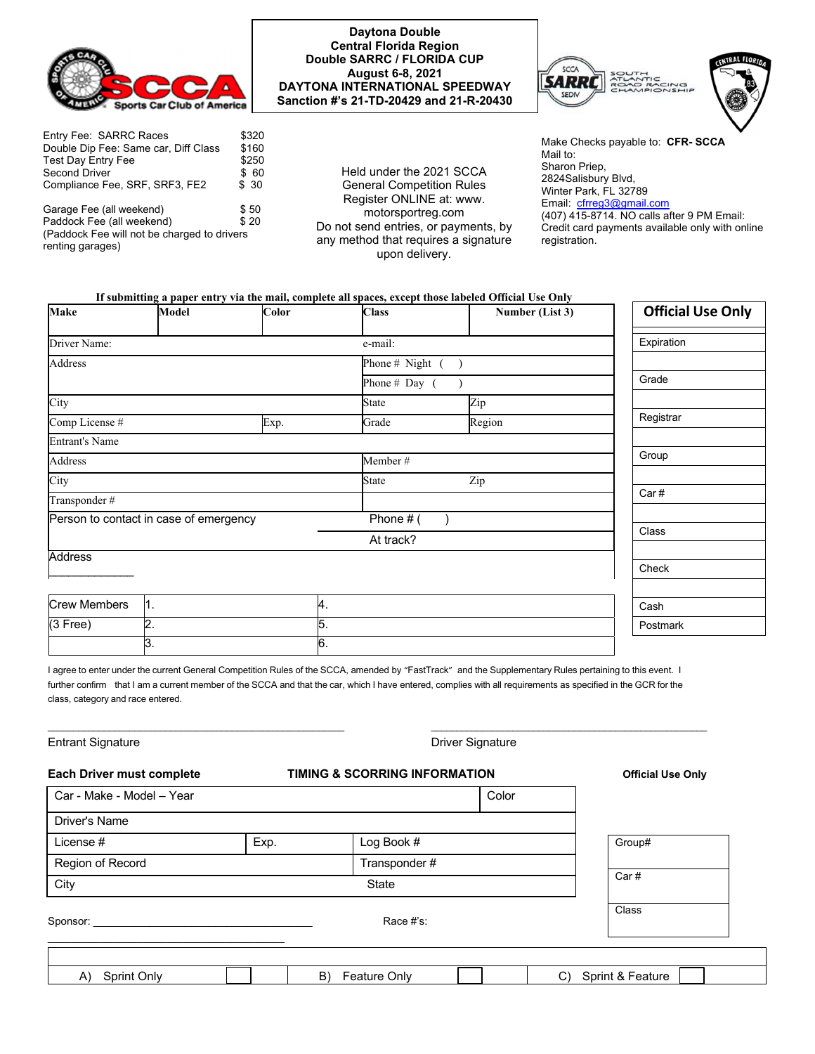**Daytona Double**
**Central Florida Region**
**Double SARRC / FLORIDA CUP**
**August 6-8, 2021**
**DAYTONA INTERNATIONAL SPEEDWAY**
**Sanction #'s 21-TD-20429 and 21-R-20430**

| | |
|---|---|
| Entry Fee: SARRC Races | $320 |
| Double Dip Fee: Same car, Diff Class | $160 |
| Test Day Entry Fee | $250 |
| Second Driver | $ 60 |
| Compliance Fee, SRF, SRF3, FE2 | $ 30 |
| Garage Fee (all weekend) | $ 50 |
| Paddock Fee (all weekend) | $ 20 |

(Paddock Fee will not be charged to drivers renting garages)

Held under the 2021 SCCA General Competition Rules Register ONLINE at: www. motorsportreg.com Do not send entries, or payments, by any method that requires a signature upon delivery.

Make Checks payable to: **CFR- SCCA**
Mail to:
Sharon Priep,
2824Salisbury Blvd,
Winter Park, FL 32789
Email: cfrreg3@gmail.com
(407) 415-8714. NO calls after 9 PM Email: Credit card payments available only with online registration.

**If submitting a paper entry via the mail, complete all spaces, except those labeled Official Use Only**

| Make | Model | Color | Class | Number (List 3) |
|---|---|---|---|---|
| Driver Name: | | | e-mail: | |
| Address | | | Phone # Night ( ) | |
| | | | Phone # Day ( ) | |
| City | | | State | Zip |
| Comp License # | | Exp. | Grade | Region |
| Entrant's Name | | | | |
| Address | | | Member # | |
| City | | | State | Zip |
| Transponder # | | | | |
| Person to contact in case of emergency | | | Phone # ( ) | |
| | | | At track? | |
| Address | | | | |

| Crew Members | 1. | 4. |
|---|---|---|
| (3 Free) | 2. | 5. |
| | 3. | 6. |

| Official Use Only |
|---|
| Expiration |
| Grade |
| Registrar |
| Group |
| Car # |
| Class |
| Check |
| Cash |
| Postmark |

I agree to enter under the current General Competition Rules of the SCCA, amended by "FastTrack" and the Supplementary Rules pertaining to this event. I further confirm that I am a current member of the SCCA and that the car, which I have entered, complies with all requirements as specified in the GCR for the class, category and race entered.

\_\_\_\_\_\_\_\_\_\_\_\_\_\_\_\_\_\_\_\_\_\_\_\_\_\_\_\_\_\_ \_\_\_\_\_\_\_\_\_\_\_\_\_\_\_\_\_\_\_\_\_\_\_\_\_\_\_\_\_\_

Entrant Signature Driver Signature

**Each Driver must complete** **TIMING & SCORRING INFORMATION**

| Car - Make - Model – Year | | Color |
|---|---|---|
| Driver's Name | | |
| License # | Exp. | Log Book # |
| Region of Record | | Transponder # |
| City | | State |

**Official Use Only**

| |
|---|
| Group# |
| Car # |
| Class |

Sponsor: \_\_\_\_\_\_\_\_\_\_\_\_\_\_\_\_\_\_\_\_\_\_\_\_\_\_\_\_ Race #'s:

| A) Sprint Only ☐ | B) Feature Only ☐ | C) Sprint & Feature ☐ |
|---|---|---|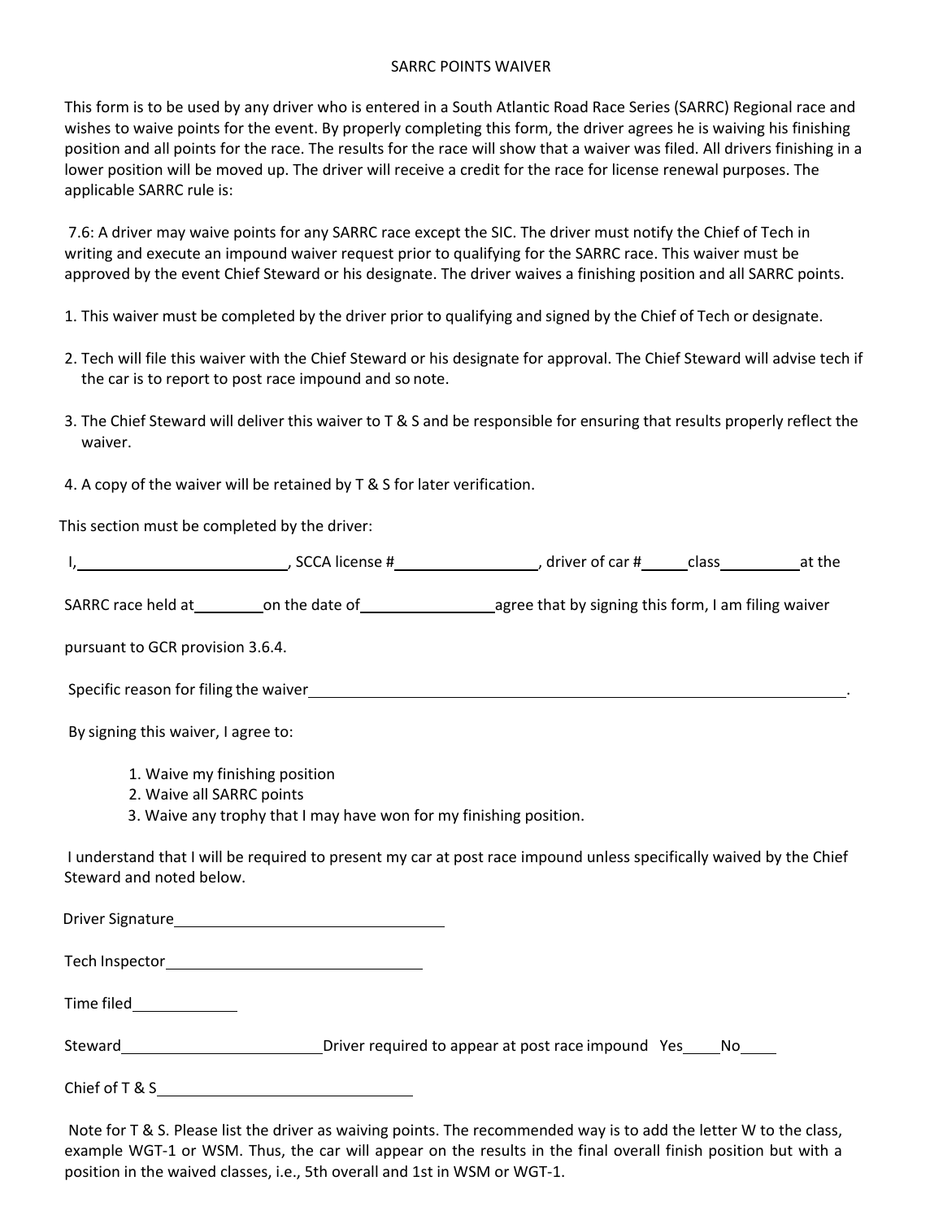# SARRC POINTS WAIVER

This form is to be used by any driver who is entered in a South Atlantic Road Race Series (SARRC) Regional race and wishes to waive points for the event. By properly completing this form, the driver agrees he is waiving his finishing position and all points for the race. The results for the race will show that a waiver was filed. All drivers finishing in a lower position will be moved up. The driver will receive a credit for the race for license renewal purposes. The applicable SARRC rule is:

7.6: A driver may waive points for any SARRC race except the SIC. The driver must notify the Chief of Tech in writing and execute an impound waiver request prior to qualifying for the SARRC race. This waiver must be approved by the event Chief Steward or his designate. The driver waives a finishing position and all SARRC points.

1. This waiver must be completed by the driver prior to qualifying and signed by the Chief of Tech or designate.
2. Tech will file this waiver with the Chief Steward or his designate for approval. The Chief Steward will advise tech if the car is to report to post race impound and so note.
3. The Chief Steward will deliver this waiver to T & S and be responsible for ensuring that results properly reflect the waiver.
4. A copy of the waiver will be retained by T & S for later verification.

This section must be completed by the driver:

I,\_\_\_\_\_\_\_\_\_\_\_\_\_\_\_\_\_\_\_\_\_\_\_\_\_\_, SCCA license #\_\_\_\_\_\_\_\_\_\_\_\_\_\_\_\_\_\_, driver of car #\_\_\_\_\_\_class\_\_\_\_\_\_\_\_\_\_at the

SARRC race held at\_\_\_\_\_\_\_\_\_on the date of\_\_\_\_\_\_\_\_\_\_\_\_\_\_\_\_\_agree that by signing this form, I am filing waiver

pursuant to GCR provision 3.6.4.

Specific reason for filing the waiver\_\_\_\_\_\_\_\_\_\_\_\_\_\_\_\_\_\_\_\_\_\_\_\_\_\_\_\_\_\_\_\_\_\_\_\_\_\_\_\_\_\_\_\_\_\_\_\_\_\_\_\_\_\_\_\_\_\_\_\_\_\_\_\_\_\_\_\_.

By signing this waiver, I agree to:

1. Waive my finishing position
2. Waive all SARRC points
3. Waive any trophy that I may have won for my finishing position.

I understand that I will be required to present my car at post race impound unless specifically waived by the Chief Steward and noted below.

Driver Signature\_\_\_\_\_\_\_\_\_\_\_\_\_\_\_\_\_\_\_\_\_\_\_\_\_\_\_\_\_\_\_\_\_\_

Tech Inspector\_\_\_\_\_\_\_\_\_\_\_\_\_\_\_\_\_\_\_\_\_\_\_\_\_\_\_\_\_\_\_\_\_

Time filed\_\_\_\_\_\_\_\_\_\_\_\_\_

Steward\_\_\_\_\_\_\_\_\_\_\_\_\_\_\_\_\_\_\_\_\_\_\_\_\_\_Driver required to appear at post race impound Yes\_\_\_\_\_No\_\_\_\_\_

Chief of T & S\_\_\_\_\_\_\_\_\_\_\_\_\_\_\_\_\_\_\_\_\_\_\_\_\_\_\_\_\_\_\_\_\_

Note for T & S. Please list the driver as waiving points. The recommended way is to add the letter W to the class, example WGT-1 or WSM. Thus, the car will appear on the results in the final overall finish position but with a position in the waived classes, i.e., 5th overall and 1st in WSM or WGT-1.